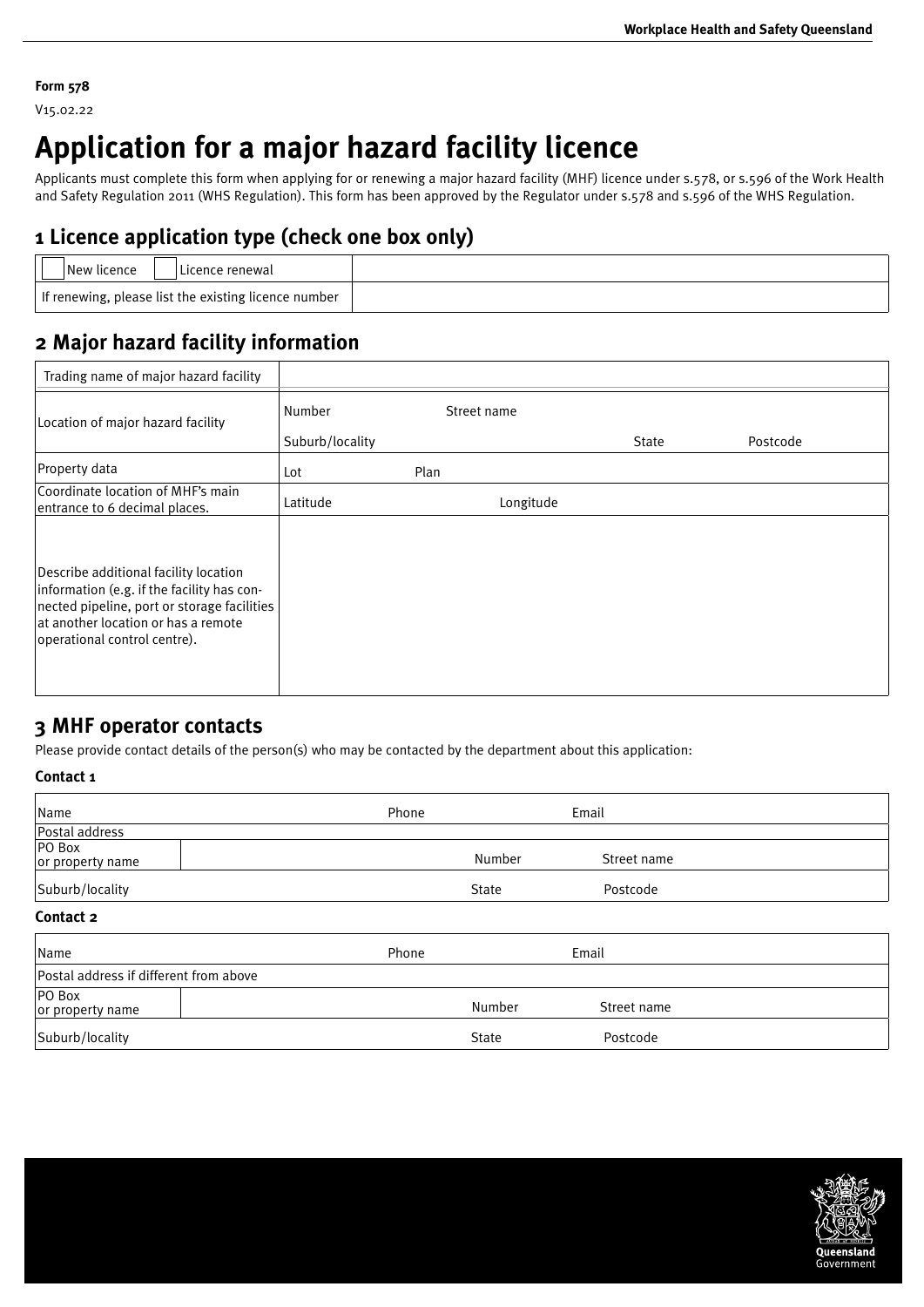**Form 578**

V15.02.22

# Application for a major hazard facility licence

Applicants must complete this form when applying for or renewing a major hazard facility (MHF) licence under s.578, or s.596 of the Work Health and Safety Regulation 2011 (WHS Regulation). This form has been approved by the Regulator under s.578 and s.596 of the WHS Regulation.

## 1 Licence application type (check one box only)

| ☐ New licence ☐ Licence renewal | |
|---|---|
| If renewing, please list the existing licence number | |

## 2 Major hazard facility information

| | | | | |
|---|---|---|---|---|
| Trading name of major hazard facility | | | | |
| Location of major hazard facility | Number | Street name | | |
| | Suburb/locality | | State | Postcode |
| Property data | Lot | Plan | | |
| Coordinate location of MHF's main entrance to 6 decimal places. | Latitude | Longitude | | |
| Describe additional facility location information (e.g. if the facility has connected pipeline, port or storage facilities at another location or has a remote operational control centre). | | | | |

## 3 MHF operator contacts

Please provide contact details of the person(s) who may be contacted by the department about this application:

**Contact 1**

| | | | |
|---|---|---|---|
| Name | | Phone | Email |
| Postal address | | | |
| PO Box or property name | | Number | Street name |
| Suburb/locality | | State | Postcode |

**Contact 2**

| | | | |
|---|---|---|---|
| Name | | Phone | Email |
| Postal address if different from above | | | |
| PO Box or property name | | Number | Street name |
| Suburb/locality | | State | Postcode |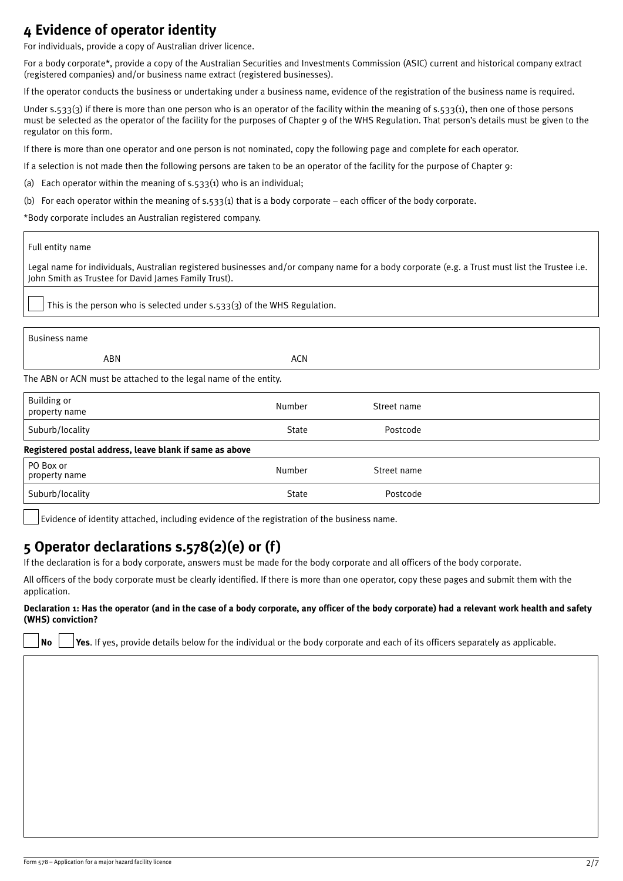## 4 Evidence of operator identity

For individuals, provide a copy of Australian driver licence.

For a body corporate*, provide a copy of the Australian Securities and Investments Commission (ASIC) current and historical company extract (registered companies) and/or business name extract (registered businesses).

If the operator conducts the business or undertaking under a business name, evidence of the registration of the business name is required.

Under s.533(3) if there is more than one person who is an operator of the facility within the meaning of s.533(1), then one of those persons must be selected as the operator of the facility for the purposes of Chapter 9 of the WHS Regulation. That person's details must be given to the regulator on this form.

If there is more than one operator and one person is not nominated, copy the following page and complete for each operator.

If a selection is not made then the following persons are taken to be an operator of the facility for the purpose of Chapter 9:

(a) Each operator within the meaning of s.533(1) who is an individual;

(b) For each operator within the meaning of s.533(1) that is a body corporate – each officer of the body corporate.

*Body corporate includes an Australian registered company.

Full entity name

Legal name for individuals, Australian registered businesses and/or company name for a body corporate (e.g. a Trust must list the Trustee i.e. John Smith as Trustee for David James Family Trust).

☐ This is the person who is selected under s.533(3) of the WHS Regulation.

Business name

ABN | ACN

The ABN or ACN must be attached to the legal name of the entity.

| Building or property name | Number | Street name |
|---|---|---|
| Suburb/locality | State | Postcode |

**Registered postal address, leave blank if same as above**

| PO Box or property name | Number | Street name |
|---|---|---|
| Suburb/locality | State | Postcode |

☐ Evidence of identity attached, including evidence of the registration of the business name.

## 5 Operator declarations s.578(2)(e) or (f)

If the declaration is for a body corporate, answers must be made for the body corporate and all officers of the body corporate.

All officers of the body corporate must be clearly identified. If there is more than one operator, copy these pages and submit them with the application.

**Declaration 1: Has the operator (and in the case of a body corporate, any officer of the body corporate) had a relevant work health and safety (WHS) conviction?**

☐ **No** ☐ **Yes**. If yes, provide details below for the individual or the body corporate and each of its officers separately as applicable.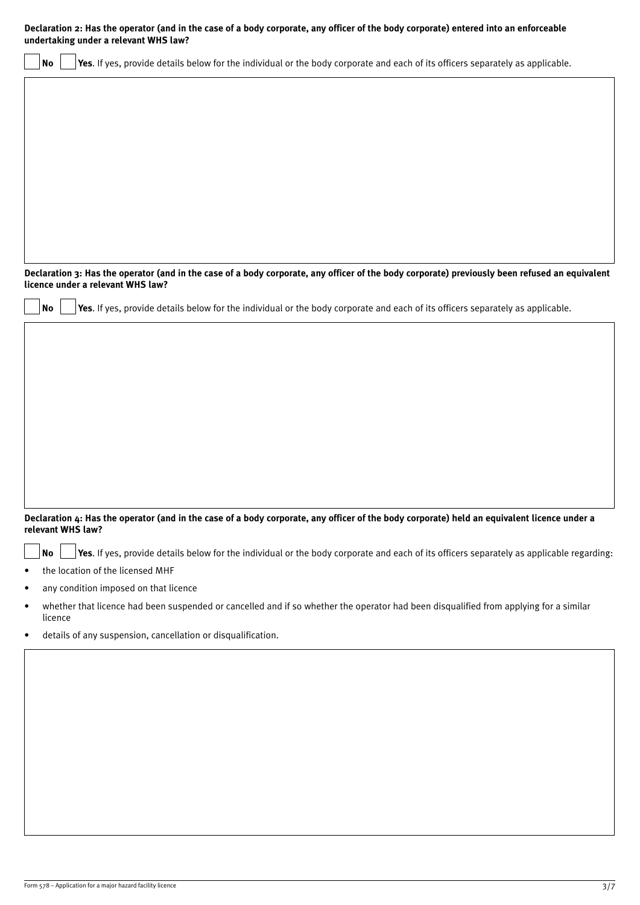**Declaration 2: Has the operator (and in the case of a body corporate, any officer of the body corporate) entered into an enforceable undertaking under a relevant WHS law?**

☐ **No** ☐ **Yes**. If yes, provide details below for the individual or the body corporate and each of its officers separately as applicable.

**Declaration 3: Has the operator (and in the case of a body corporate, any officer of the body corporate) previously been refused an equivalent licence under a relevant WHS law?**

☐ **No** ☐ **Yes**. If yes, provide details below for the individual or the body corporate and each of its officers separately as applicable.

**Declaration 4: Has the operator (and in the case of a body corporate, any officer of the body corporate) held an equivalent licence under a relevant WHS law?**

☐ **No** ☐ **Yes**. If yes, provide details below for the individual or the body corporate and each of its officers separately as applicable regarding:

- the location of the licensed MHF
- any condition imposed on that licence
- whether that licence had been suspended or cancelled and if so whether the operator had been disqualified from applying for a similar licence
- details of any suspension, cancellation or disqualification.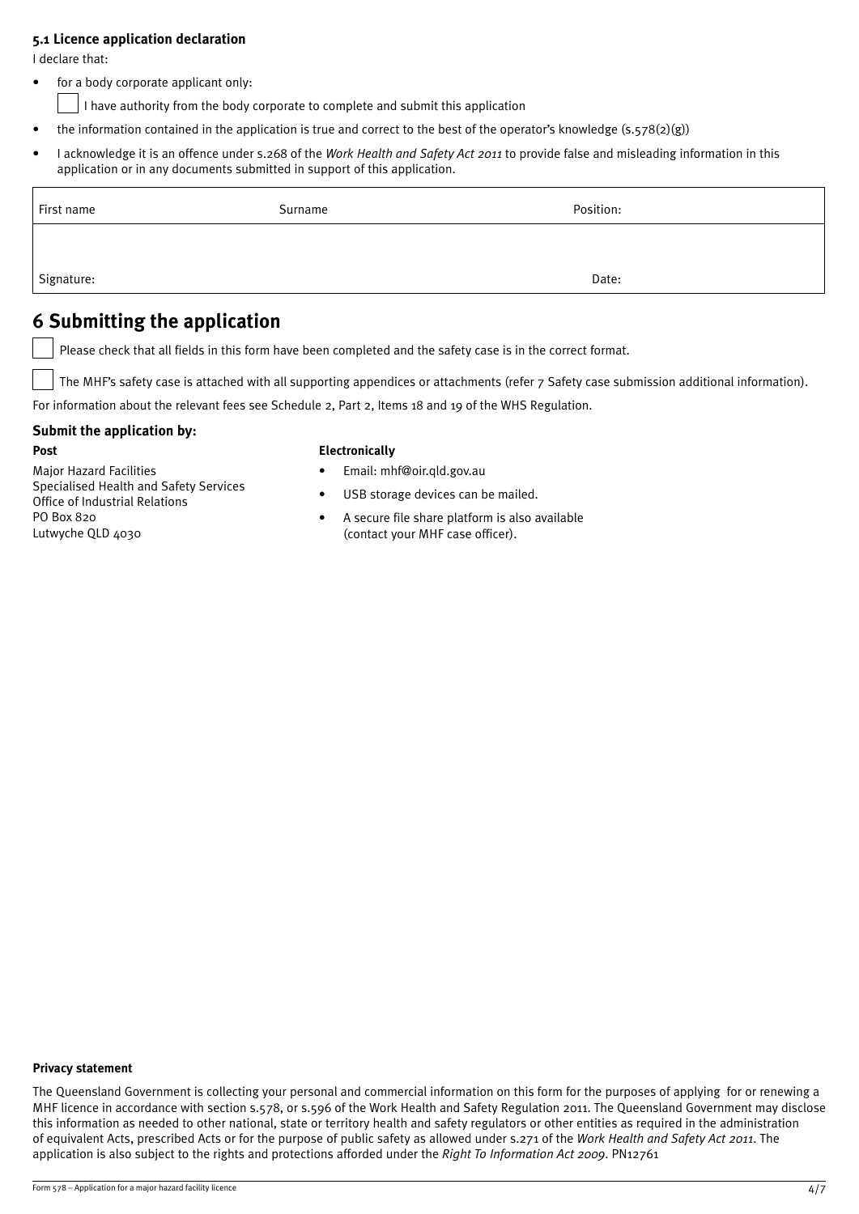### 5.1 Licence application declaration

I declare that:

- for a body corporate applicant only:
  - ☐ I have authority from the body corporate to complete and submit this application
- the information contained in the application is true and correct to the best of the operator's knowledge (s.578(2)(g))
- I acknowledge it is an offence under s.268 of the *Work Health and Safety Act 2011* to provide false and misleading information in this application or in any documents submitted in support of this application.

| First name | Surname | Position: |
| --- | --- | --- |
| | | |
| Signature: | | Date: |

## 6 Submitting the application

☐ Please check that all fields in this form have been completed and the safety case is in the correct format.

☐ The MHF's safety case is attached with all supporting appendices or attachments (refer 7 Safety case submission additional information).

For information about the relevant fees see Schedule 2, Part 2, Items 18 and 19 of the WHS Regulation.

### Submit the application by:

**Post**

Major Hazard Facilities
Specialised Health and Safety Services
Office of Industrial Relations
PO Box 820
Lutwyche QLD 4030

**Electronically**

- Email: mhf@oir.qld.gov.au
- USB storage devices can be mailed.
- A secure file share platform is also available (contact your MHF case officer).

**Privacy statement**

The Queensland Government is collecting your personal and commercial information on this form for the purposes of applying for or renewing a MHF licence in accordance with section s.578, or s.596 of the Work Health and Safety Regulation 2011. The Queensland Government may disclose this information as needed to other national, state or territory health and safety regulators or other entities as required in the administration of equivalent Acts, prescribed Acts or for the purpose of public safety as allowed under s.271 of the *Work Health and Safety Act 2011*. The application is also subject to the rights and protections afforded under the *Right To Information Act 2009*. PN12761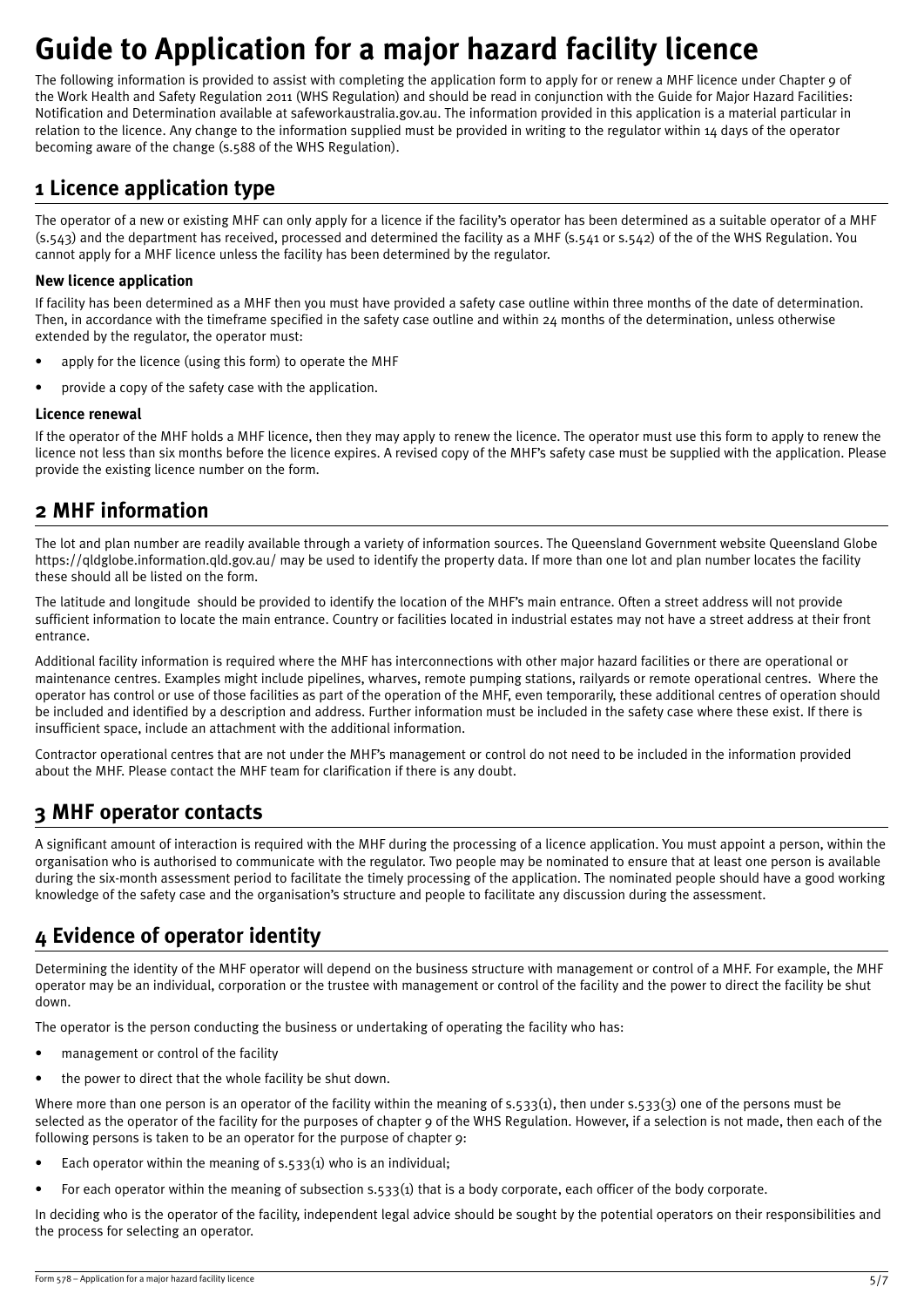# Guide to Application for a major hazard facility licence

The following information is provided to assist with completing the application form to apply for or renew a MHF licence under Chapter 9 of the Work Health and Safety Regulation 2011 (WHS Regulation) and should be read in conjunction with the Guide for Major Hazard Facilities: Notification and Determination available at safeworkaustralia.gov.au. The information provided in this application is a material particular in relation to the licence. Any change to the information supplied must be provided in writing to the regulator within 14 days of the operator becoming aware of the change (s.588 of the WHS Regulation).

## 1 Licence application type

The operator of a new or existing MHF can only apply for a licence if the facility's operator has been determined as a suitable operator of a MHF (s.543) and the department has received, processed and determined the facility as a MHF (s.541 or s.542) of the of the WHS Regulation. You cannot apply for a MHF licence unless the facility has been determined by the regulator.

### New licence application

If facility has been determined as a MHF then you must have provided a safety case outline within three months of the date of determination. Then, in accordance with the timeframe specified in the safety case outline and within 24 months of the determination, unless otherwise extended by the regulator, the operator must:

- apply for the licence (using this form) to operate the MHF
- provide a copy of the safety case with the application.

### Licence renewal

If the operator of the MHF holds a MHF licence, then they may apply to renew the licence. The operator must use this form to apply to renew the licence not less than six months before the licence expires. A revised copy of the MHF's safety case must be supplied with the application. Please provide the existing licence number on the form.

## 2 MHF information

The lot and plan number are readily available through a variety of information sources. The Queensland Government website Queensland Globe https://qldglobe.information.qld.gov.au/ may be used to identify the property data. If more than one lot and plan number locates the facility these should all be listed on the form.

The latitude and longitude should be provided to identify the location of the MHF's main entrance. Often a street address will not provide sufficient information to locate the main entrance. Country or facilities located in industrial estates may not have a street address at their front entrance.

Additional facility information is required where the MHF has interconnections with other major hazard facilities or there are operational or maintenance centres. Examples might include pipelines, wharves, remote pumping stations, railyards or remote operational centres. Where the operator has control or use of those facilities as part of the operation of the MHF, even temporarily, these additional centres of operation should be included and identified by a description and address. Further information must be included in the safety case where these exist. If there is insufficient space, include an attachment with the additional information.

Contractor operational centres that are not under the MHF's management or control do not need to be included in the information provided about the MHF. Please contact the MHF team for clarification if there is any doubt.

## 3 MHF operator contacts

A significant amount of interaction is required with the MHF during the processing of a licence application. You must appoint a person, within the organisation who is authorised to communicate with the regulator. Two people may be nominated to ensure that at least one person is available during the six-month assessment period to facilitate the timely processing of the application. The nominated people should have a good working knowledge of the safety case and the organisation's structure and people to facilitate any discussion during the assessment.

## 4 Evidence of operator identity

Determining the identity of the MHF operator will depend on the business structure with management or control of a MHF. For example, the MHF operator may be an individual, corporation or the trustee with management or control of the facility and the power to direct the facility be shut down.

The operator is the person conducting the business or undertaking of operating the facility who has:

- management or control of the facility
- the power to direct that the whole facility be shut down.

Where more than one person is an operator of the facility within the meaning of s.533(1), then under s.533(3) one of the persons must be selected as the operator of the facility for the purposes of chapter 9 of the WHS Regulation. However, if a selection is not made, then each of the following persons is taken to be an operator for the purpose of chapter 9:

- Each operator within the meaning of s.533(1) who is an individual;
- For each operator within the meaning of subsection s.533(1) that is a body corporate, each officer of the body corporate.

In deciding who is the operator of the facility, independent legal advice should be sought by the potential operators on their responsibilities and the process for selecting an operator.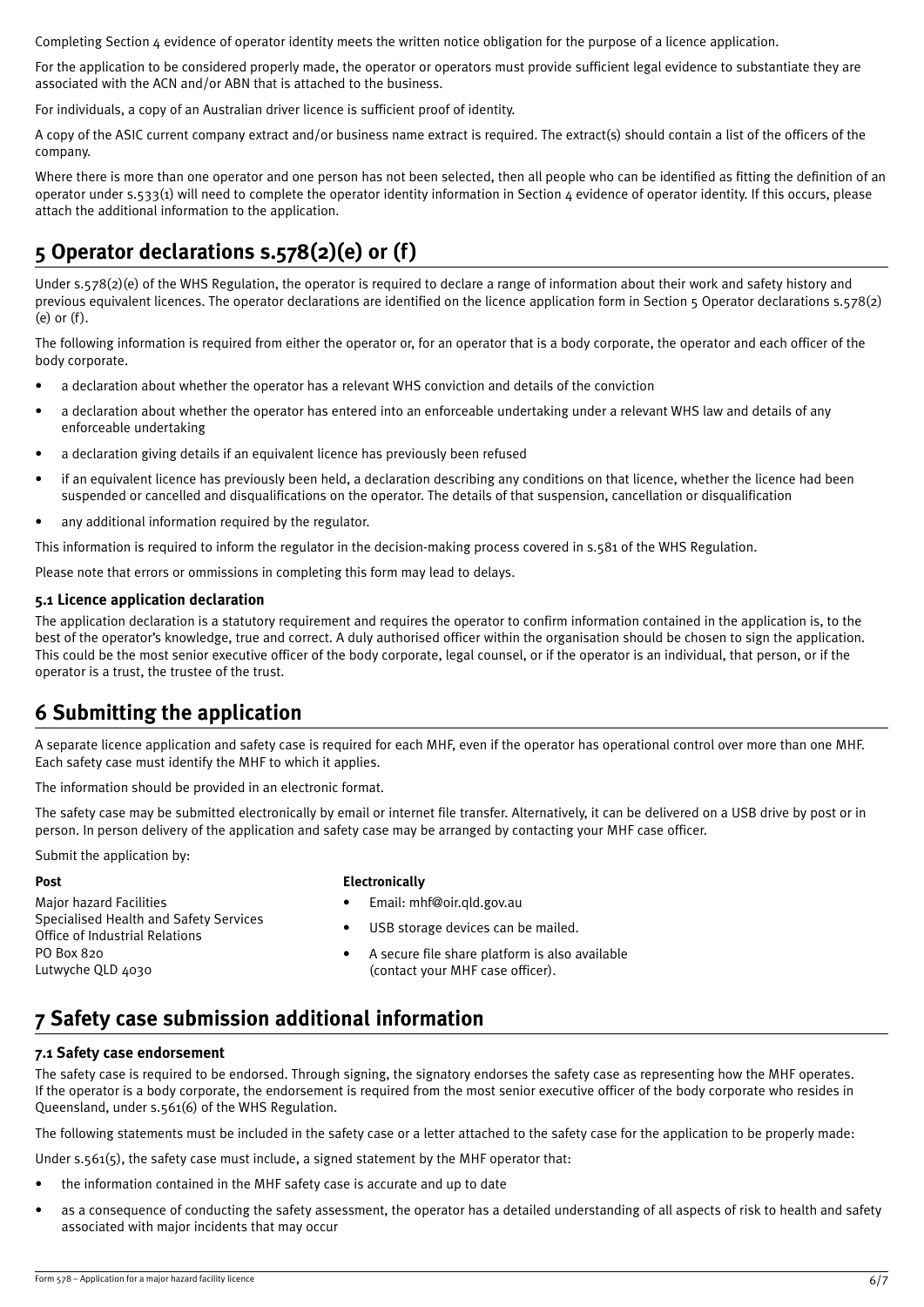Completing Section 4 evidence of operator identity meets the written notice obligation for the purpose of a licence application.

For the application to be considered properly made, the operator or operators must provide sufficient legal evidence to substantiate they are associated with the ACN and/or ABN that is attached to the business.

For individuals, a copy of an Australian driver licence is sufficient proof of identity.

A copy of the ASIC current company extract and/or business name extract is required. The extract(s) should contain a list of the officers of the company.

Where there is more than one operator and one person has not been selected, then all people who can be identified as fitting the definition of an operator under s.533(1) will need to complete the operator identity information in Section 4 evidence of operator identity. If this occurs, please attach the additional information to the application.

# 5 Operator declarations s.578(2)(e) or (f)

Under s.578(2)(e) of the WHS Regulation, the operator is required to declare a range of information about their work and safety history and previous equivalent licences. The operator declarations are identified on the licence application form in Section 5 Operator declarations s.578(2)(e) or (f).

The following information is required from either the operator or, for an operator that is a body corporate, the operator and each officer of the body corporate.

- a declaration about whether the operator has a relevant WHS conviction and details of the conviction
- a declaration about whether the operator has entered into an enforceable undertaking under a relevant WHS law and details of any enforceable undertaking
- a declaration giving details if an equivalent licence has previously been refused
- if an equivalent licence has previously been held, a declaration describing any conditions on that licence, whether the licence had been suspended or cancelled and disqualifications on the operator. The details of that suspension, cancellation or disqualification
- any additional information required by the regulator.

This information is required to inform the regulator in the decision-making process covered in s.581 of the WHS Regulation.

Please note that errors or ommissions in completing this form may lead to delays.

### 5.1 Licence application declaration

The application declaration is a statutory requirement and requires the operator to confirm information contained in the application is, to the best of the operator's knowledge, true and correct. A duly authorised officer within the organisation should be chosen to sign the application. This could be the most senior executive officer of the body corporate, legal counsel, or if the operator is an individual, that person, or if the operator is a trust, the trustee of the trust.

# 6 Submitting the application

A separate licence application and safety case is required for each MHF, even if the operator has operational control over more than one MHF. Each safety case must identify the MHF to which it applies.

The information should be provided in an electronic format.

The safety case may be submitted electronically by email or internet file transfer. Alternatively, it can be delivered on a USB drive by post or in person. In person delivery of the application and safety case may be arranged by contacting your MHF case officer.

Submit the application by:

**Post**

Major hazard Facilities
Specialised Health and Safety Services
Office of Industrial Relations
PO Box 820
Lutwyche QLD 4030

**Electronically**

- Email: mhf@oir.qld.gov.au
- USB storage devices can be mailed.
- A secure file share platform is also available (contact your MHF case officer).

# 7 Safety case submission additional information

### 7.1 Safety case endorsement

The safety case is required to be endorsed. Through signing, the signatory endorses the safety case as representing how the MHF operates. If the operator is a body corporate, the endorsement is required from the most senior executive officer of the body corporate who resides in Queensland, under s.561(6) of the WHS Regulation.

The following statements must be included in the safety case or a letter attached to the safety case for the application to be properly made:

Under s.561(5), the safety case must include, a signed statement by the MHF operator that:

- the information contained in the MHF safety case is accurate and up to date
- as a consequence of conducting the safety assessment, the operator has a detailed understanding of all aspects of risk to health and safety associated with major incidents that may occur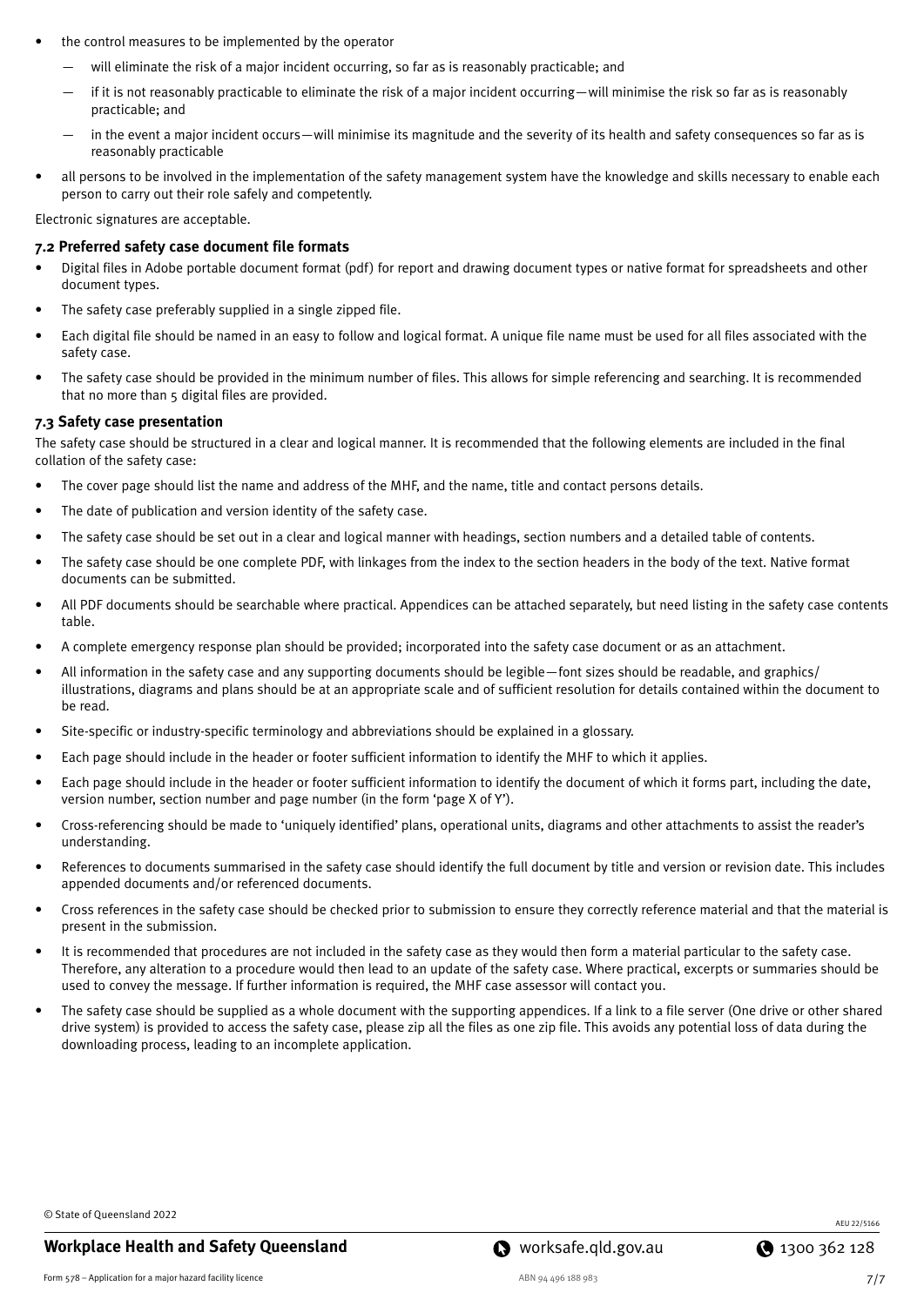- the control measures to be implemented by the operator
  - will eliminate the risk of a major incident occurring, so far as is reasonably practicable; and
  - if it is not reasonably practicable to eliminate the risk of a major incident occurring—will minimise the risk so far as is reasonably practicable; and
  - in the event a major incident occurs—will minimise its magnitude and the severity of its health and safety consequences so far as is reasonably practicable
- all persons to be involved in the implementation of the safety management system have the knowledge and skills necessary to enable each person to carry out their role safely and competently.

Electronic signatures are acceptable.

### 7.2 Preferred safety case document file formats

- Digital files in Adobe portable document format (pdf) for report and drawing document types or native format for spreadsheets and other document types.
- The safety case preferably supplied in a single zipped file.
- Each digital file should be named in an easy to follow and logical format. A unique file name must be used for all files associated with the safety case.
- The safety case should be provided in the minimum number of files. This allows for simple referencing and searching. It is recommended that no more than 5 digital files are provided.

### 7.3 Safety case presentation

The safety case should be structured in a clear and logical manner. It is recommended that the following elements are included in the final collation of the safety case:

- The cover page should list the name and address of the MHF, and the name, title and contact persons details.
- The date of publication and version identity of the safety case.
- The safety case should be set out in a clear and logical manner with headings, section numbers and a detailed table of contents.
- The safety case should be one complete PDF, with linkages from the index to the section headers in the body of the text. Native format documents can be submitted.
- All PDF documents should be searchable where practical. Appendices can be attached separately, but need listing in the safety case contents table.
- A complete emergency response plan should be provided; incorporated into the safety case document or as an attachment.
- All information in the safety case and any supporting documents should be legible—font sizes should be readable, and graphics/illustrations, diagrams and plans should be at an appropriate scale and of sufficient resolution for details contained within the document to be read.
- Site-specific or industry-specific terminology and abbreviations should be explained in a glossary.
- Each page should include in the header or footer sufficient information to identify the MHF to which it applies.
- Each page should include in the header or footer sufficient information to identify the document of which it forms part, including the date, version number, section number and page number (in the form 'page X of Y').
- Cross-referencing should be made to 'uniquely identified' plans, operational units, diagrams and other attachments to assist the reader's understanding.
- References to documents summarised in the safety case should identify the full document by title and version or revision date. This includes appended documents and/or referenced documents.
- Cross references in the safety case should be checked prior to submission to ensure they correctly reference material and that the material is present in the submission.
- It is recommended that procedures are not included in the safety case as they would then form a material particular to the safety case. Therefore, any alteration to a procedure would then lead to an update of the safety case. Where practical, excerpts or summaries should be used to convey the message. If further information is required, the MHF case assessor will contact you.
- The safety case should be supplied as a whole document with the supporting appendices. If a link to a file server (One drive or other shared drive system) is provided to access the safety case, please zip all the files as one zip file. This avoids any potential loss of data during the downloading process, leading to an incomplete application.

© State of Queensland 2022

AEU 22/5166